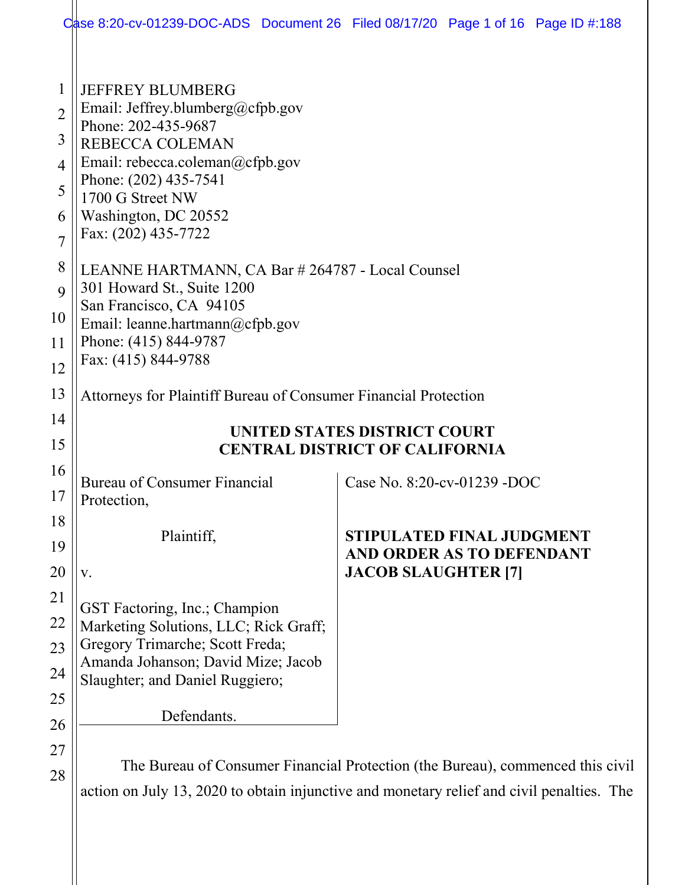JEFFREY BLUMBERG
Email: Jeffrey.blumberg@cfpb.gov
Phone: 202-435-9687
REBECCA COLEMAN
Email: rebecca.coleman@cfpb.gov
Phone: (202) 435-7541
1700 G Street NW
Washington, DC 20552
Fax: (202) 435-7722

LEANNE HARTMANN, CA Bar # 264787 - Local Counsel
301 Howard St., Suite 1200
San Francisco, CA 94105
Email: leanne.hartmann@cfpb.gov
Phone: (415) 844-9787
Fax: (415) 844-9788

Attorneys for Plaintiff Bureau of Consumer Financial Protection

**UNITED STATES DISTRICT COURT**
**CENTRAL DISTRICT OF CALIFORNIA**

| | |
|---|---|
| Bureau of Consumer Financial Protection,<br><br>Plaintiff,<br><br>v.<br><br>GST Factoring, Inc.; Champion Marketing Solutions, LLC; Rick Graff; Gregory Trimarche; Scott Freda; Amanda Johanson; David Mize; Jacob Slaughter; and Daniel Ruggiero;<br><br>Defendants. | Case No. 8:20-cv-01239 -DOC<br><br>**STIPULATED FINAL JUDGMENT AND ORDER AS TO DEFENDANT JACOB SLAUGHTER [7]** |

The Bureau of Consumer Financial Protection (the Bureau), commenced this civil action on July 13, 2020 to obtain injunctive and monetary relief and civil penalties. The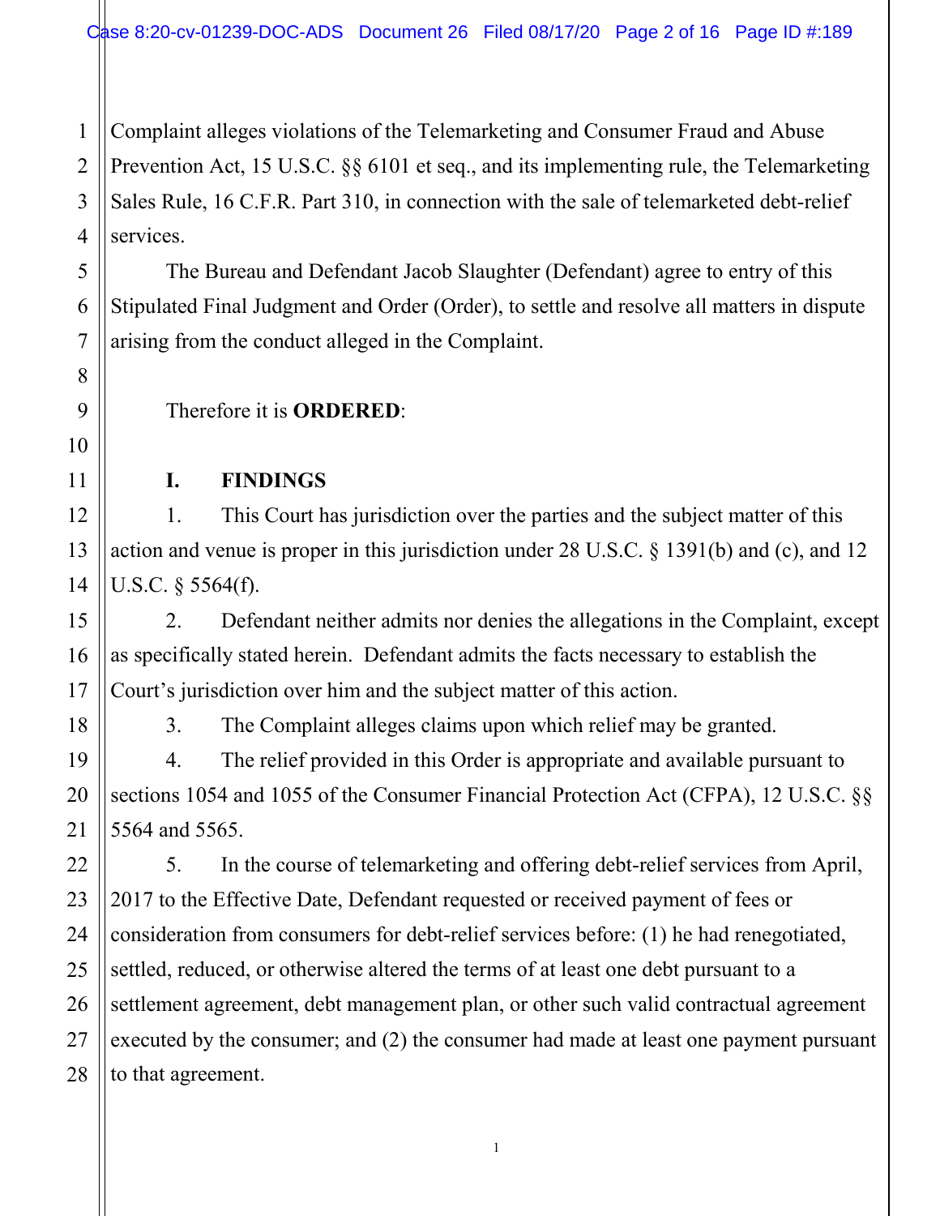Complaint alleges violations of the Telemarketing and Consumer Fraud and Abuse Prevention Act, 15 U.S.C. §§ 6101 et seq., and its implementing rule, the Telemarketing Sales Rule, 16 C.F.R. Part 310, in connection with the sale of telemarketed debt-relief services.

The Bureau and Defendant Jacob Slaughter (Defendant) agree to entry of this Stipulated Final Judgment and Order (Order), to settle and resolve all matters in dispute arising from the conduct alleged in the Complaint.

Therefore it is **ORDERED**:

## I. FINDINGS

1. This Court has jurisdiction over the parties and the subject matter of this action and venue is proper in this jurisdiction under 28 U.S.C. § 1391(b) and (c), and 12 U.S.C. § 5564(f).

2. Defendant neither admits nor denies the allegations in the Complaint, except as specifically stated herein. Defendant admits the facts necessary to establish the Court's jurisdiction over him and the subject matter of this action.

3. The Complaint alleges claims upon which relief may be granted.

4. The relief provided in this Order is appropriate and available pursuant to sections 1054 and 1055 of the Consumer Financial Protection Act (CFPA), 12 U.S.C. §§ 5564 and 5565.

5. In the course of telemarketing and offering debt-relief services from April, 2017 to the Effective Date, Defendant requested or received payment of fees or consideration from consumers for debt-relief services before: (1) he had renegotiated, settled, reduced, or otherwise altered the terms of at least one debt pursuant to a settlement agreement, debt management plan, or other such valid contractual agreement executed by the consumer; and (2) the consumer had made at least one payment pursuant to that agreement.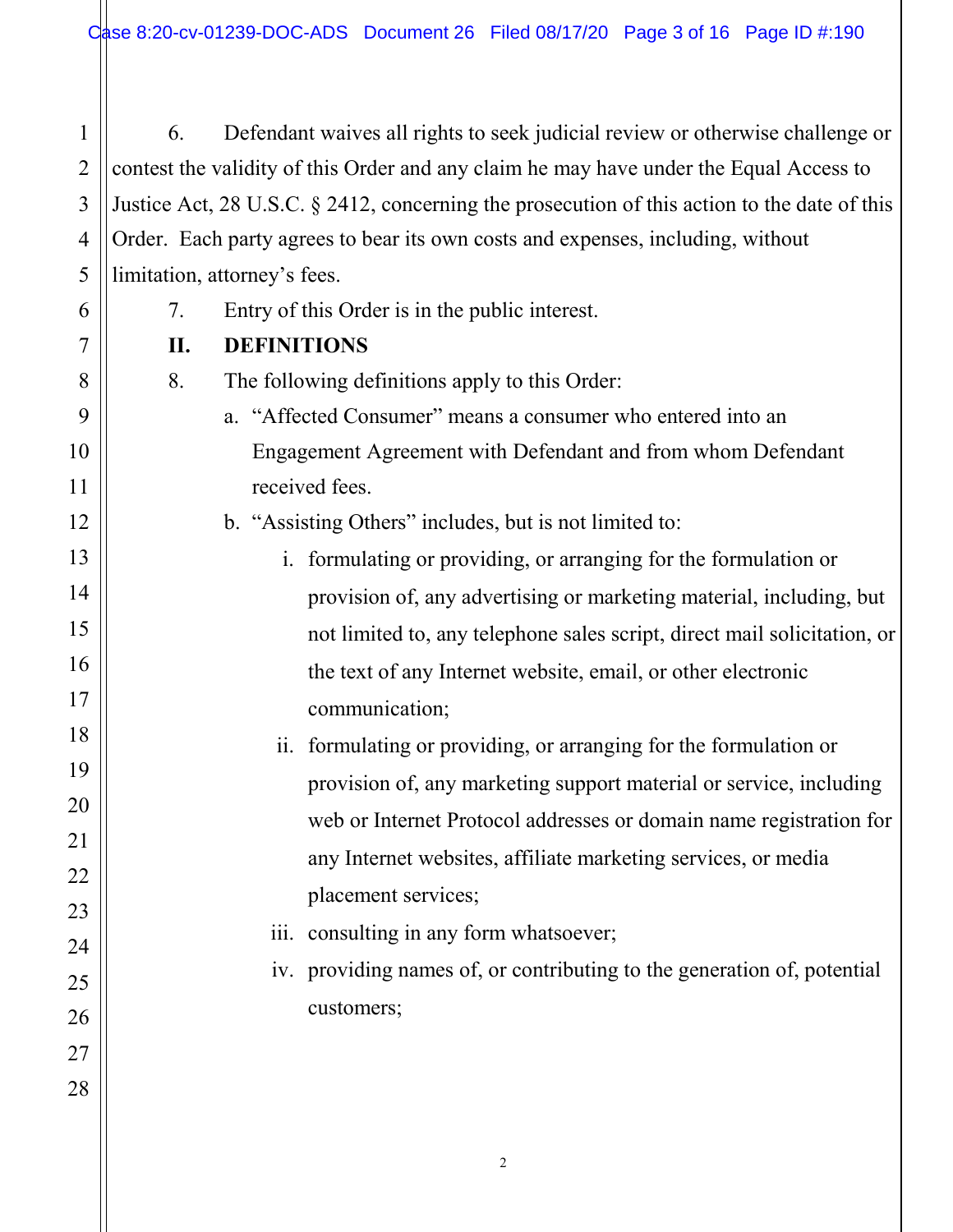6. Defendant waives all rights to seek judicial review or otherwise challenge or contest the validity of this Order and any claim he may have under the Equal Access to Justice Act, 28 U.S.C. § 2412, concerning the prosecution of this action to the date of this Order. Each party agrees to bear its own costs and expenses, including, without limitation, attorney's fees.

7. Entry of this Order is in the public interest.

## II. DEFINITIONS

8. The following definitions apply to this Order:

a. "Affected Consumer" means a consumer who entered into an Engagement Agreement with Defendant and from whom Defendant received fees.

b. "Assisting Others" includes, but is not limited to:

i. formulating or providing, or arranging for the formulation or provision of, any advertising or marketing material, including, but not limited to, any telephone sales script, direct mail solicitation, or the text of any Internet website, email, or other electronic communication;

ii. formulating or providing, or arranging for the formulation or provision of, any marketing support material or service, including web or Internet Protocol addresses or domain name registration for any Internet websites, affiliate marketing services, or media placement services;

iii. consulting in any form whatsoever;

iv. providing names of, or contributing to the generation of, potential customers;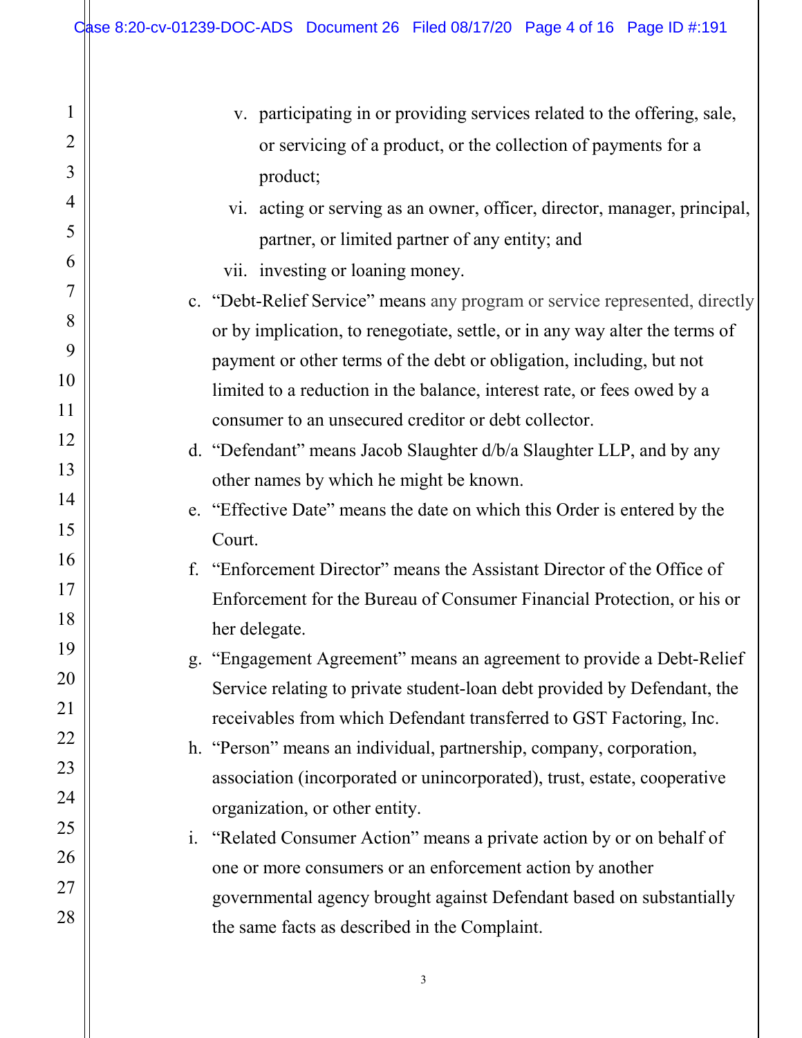v. participating in or providing services related to the offering, sale, or servicing of a product, or the collection of payments for a product;

vi. acting or serving as an owner, officer, director, manager, principal, partner, or limited partner of any entity; and

vii. investing or loaning money.

c. "Debt-Relief Service" means any program or service represented, directly or by implication, to renegotiate, settle, or in any way alter the terms of payment or other terms of the debt or obligation, including, but not limited to a reduction in the balance, interest rate, or fees owed by a consumer to an unsecured creditor or debt collector.

d. "Defendant" means Jacob Slaughter d/b/a Slaughter LLP, and by any other names by which he might be known.

e. "Effective Date" means the date on which this Order is entered by the Court.

f. "Enforcement Director" means the Assistant Director of the Office of Enforcement for the Bureau of Consumer Financial Protection, or his or her delegate.

g. "Engagement Agreement" means an agreement to provide a Debt-Relief Service relating to private student-loan debt provided by Defendant, the receivables from which Defendant transferred to GST Factoring, Inc.

h. "Person" means an individual, partnership, company, corporation, association (incorporated or unincorporated), trust, estate, cooperative organization, or other entity.

i. "Related Consumer Action" means a private action by or on behalf of one or more consumers or an enforcement action by another governmental agency brought against Defendant based on substantially the same facts as described in the Complaint.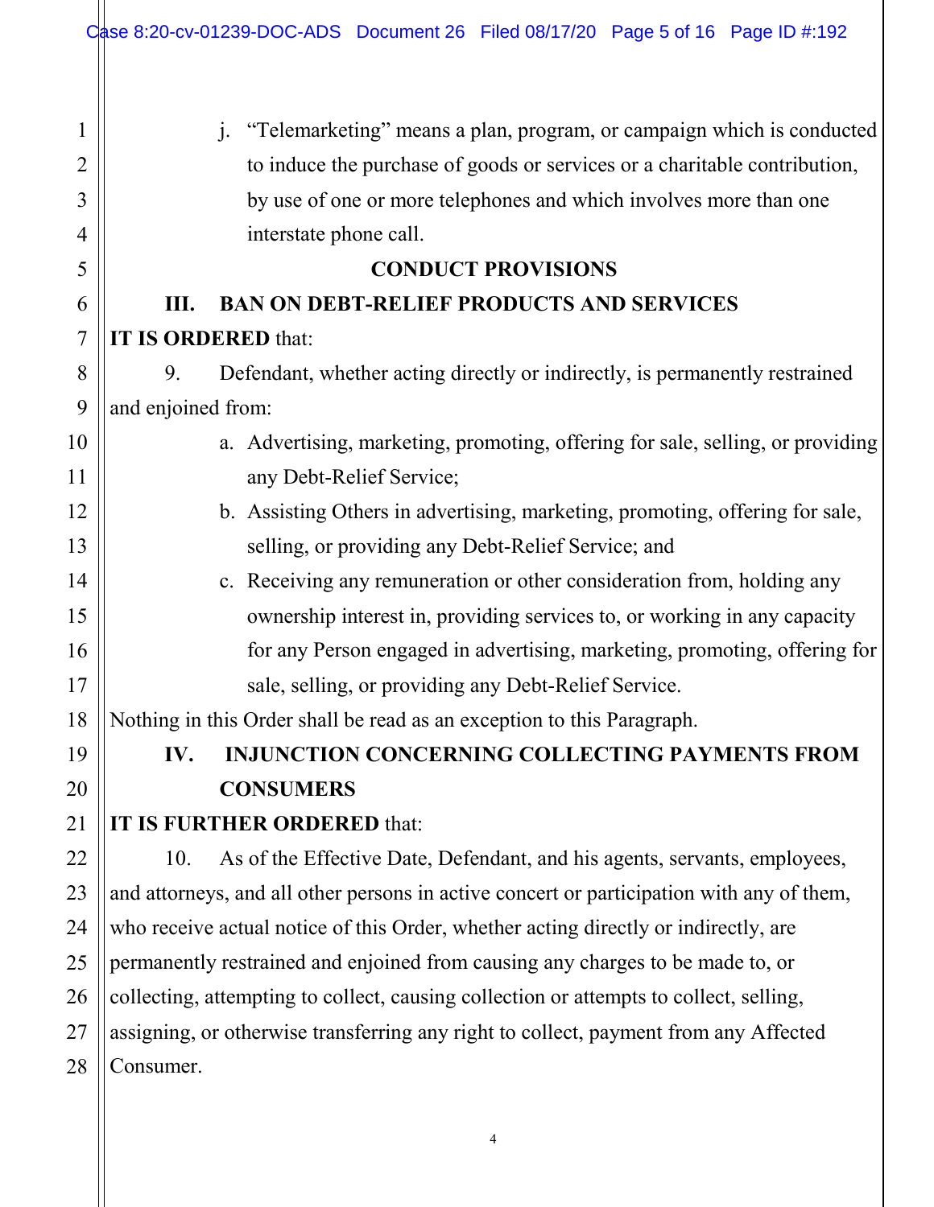j. "Telemarketing" means a plan, program, or campaign which is conducted to induce the purchase of goods or services or a charitable contribution, by use of one or more telephones and which involves more than one interstate phone call.

## CONDUCT PROVISIONS

### III. BAN ON DEBT-RELIEF PRODUCTS AND SERVICES

**IT IS ORDERED** that:

9. Defendant, whether acting directly or indirectly, is permanently restrained and enjoined from:

   a. Advertising, marketing, promoting, offering for sale, selling, or providing any Debt-Relief Service;

   b. Assisting Others in advertising, marketing, promoting, offering for sale, selling, or providing any Debt-Relief Service; and

   c. Receiving any remuneration or other consideration from, holding any ownership interest in, providing services to, or working in any capacity for any Person engaged in advertising, marketing, promoting, offering for sale, selling, or providing any Debt-Relief Service.

Nothing in this Order shall be read as an exception to this Paragraph.

### IV. INJUNCTION CONCERNING COLLECTING PAYMENTS FROM CONSUMERS

**IT IS FURTHER ORDERED** that:

10. As of the Effective Date, Defendant, and his agents, servants, employees, and attorneys, and all other persons in active concert or participation with any of them, who receive actual notice of this Order, whether acting directly or indirectly, are permanently restrained and enjoined from causing any charges to be made to, or collecting, attempting to collect, causing collection or attempts to collect, selling, assigning, or otherwise transferring any right to collect, payment from any Affected Consumer.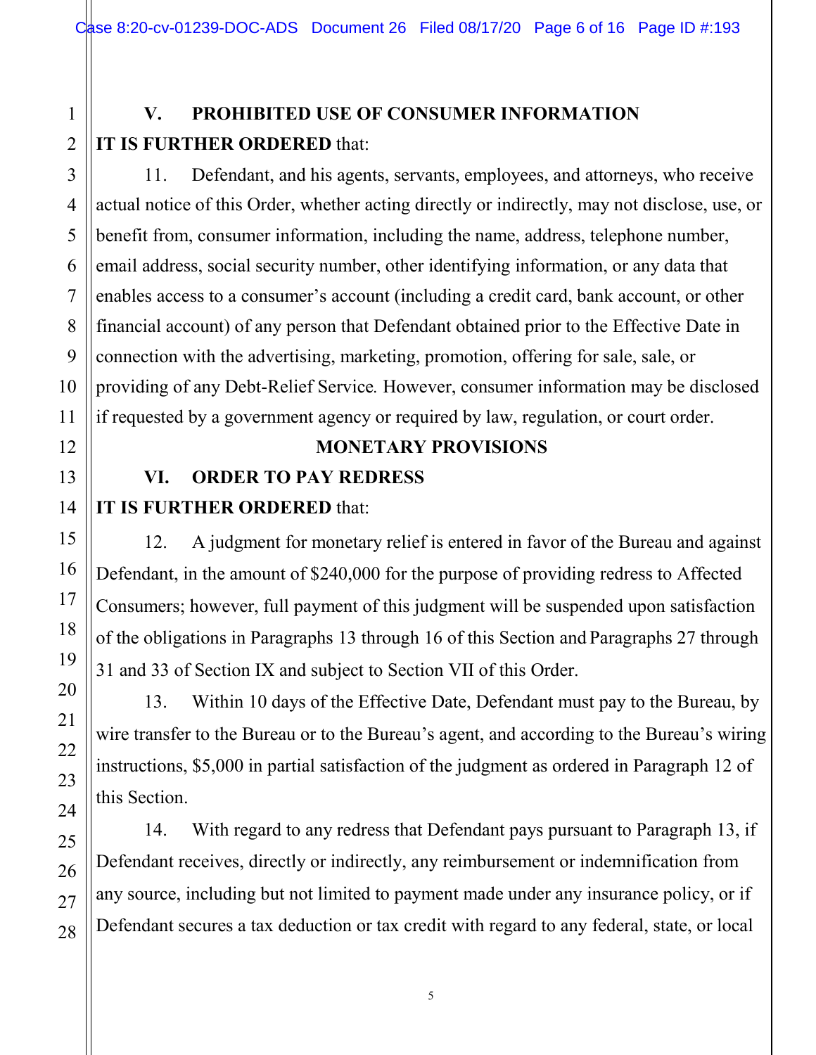## V. PROHIBITED USE OF CONSUMER INFORMATION

**IT IS FURTHER ORDERED** that:

11. Defendant, and his agents, servants, employees, and attorneys, who receive actual notice of this Order, whether acting directly or indirectly, may not disclose, use, or benefit from, consumer information, including the name, address, telephone number, email address, social security number, other identifying information, or any data that enables access to a consumer's account (including a credit card, bank account, or other financial account) of any person that Defendant obtained prior to the Effective Date in connection with the advertising, marketing, promotion, offering for sale, sale, or providing of any Debt-Relief Service*.* However, consumer information may be disclosed if requested by a government agency or required by law, regulation, or court order.

# MONETARY PROVISIONS

## VI. ORDER TO PAY REDRESS

**IT IS FURTHER ORDERED** that:

12. A judgment for monetary relief is entered in favor of the Bureau and against Defendant, in the amount of $240,000 for the purpose of providing redress to Affected Consumers; however, full payment of this judgment will be suspended upon satisfaction of the obligations in Paragraphs 13 through 16 of this Section and Paragraphs 27 through 31 and 33 of Section IX and subject to Section VII of this Order.

13. Within 10 days of the Effective Date, Defendant must pay to the Bureau, by wire transfer to the Bureau or to the Bureau's agent, and according to the Bureau's wiring instructions, $5,000 in partial satisfaction of the judgment as ordered in Paragraph 12 of this Section.

14. With regard to any redress that Defendant pays pursuant to Paragraph 13, if Defendant receives, directly or indirectly, any reimbursement or indemnification from any source, including but not limited to payment made under any insurance policy, or if Defendant secures a tax deduction or tax credit with regard to any federal, state, or local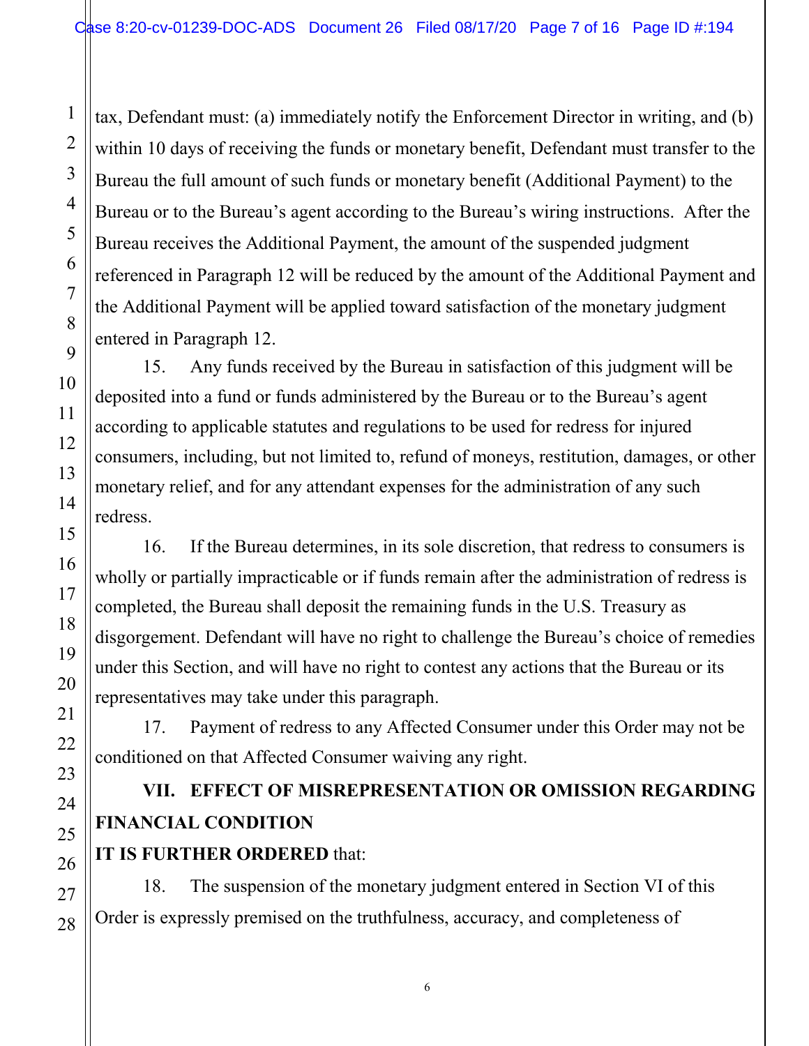tax, Defendant must: (a) immediately notify the Enforcement Director in writing, and (b) within 10 days of receiving the funds or monetary benefit, Defendant must transfer to the Bureau the full amount of such funds or monetary benefit (Additional Payment) to the Bureau or to the Bureau's agent according to the Bureau's wiring instructions. After the Bureau receives the Additional Payment, the amount of the suspended judgment referenced in Paragraph 12 will be reduced by the amount of the Additional Payment and the Additional Payment will be applied toward satisfaction of the monetary judgment entered in Paragraph 12.

15. Any funds received by the Bureau in satisfaction of this judgment will be deposited into a fund or funds administered by the Bureau or to the Bureau's agent according to applicable statutes and regulations to be used for redress for injured consumers, including, but not limited to, refund of moneys, restitution, damages, or other monetary relief, and for any attendant expenses for the administration of any such redress.

16. If the Bureau determines, in its sole discretion, that redress to consumers is wholly or partially impracticable or if funds remain after the administration of redress is completed, the Bureau shall deposit the remaining funds in the U.S. Treasury as disgorgement. Defendant will have no right to challenge the Bureau's choice of remedies under this Section, and will have no right to contest any actions that the Bureau or its representatives may take under this paragraph.

17. Payment of redress to any Affected Consumer under this Order may not be conditioned on that Affected Consumer waiving any right.

## VII. EFFECT OF MISREPRESENTATION OR OMISSION REGARDING FINANCIAL CONDITION

**IT IS FURTHER ORDERED** that:

18. The suspension of the monetary judgment entered in Section VI of this Order is expressly premised on the truthfulness, accuracy, and completeness of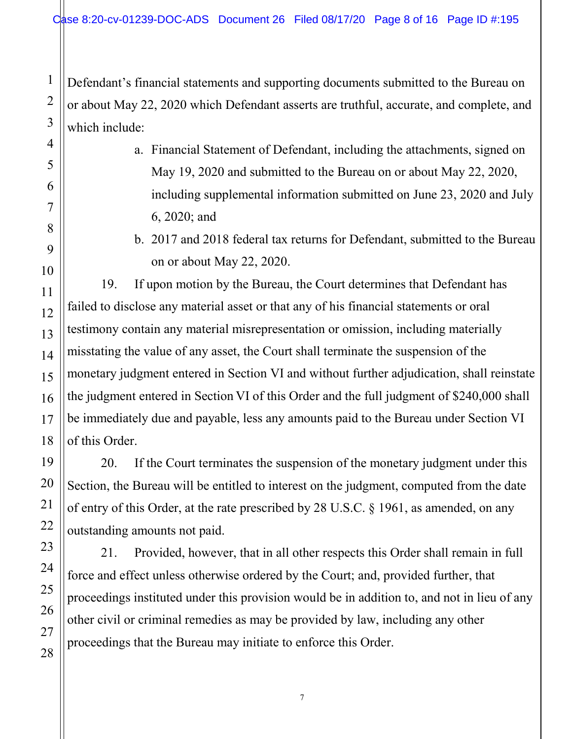Defendant's financial statements and supporting documents submitted to the Bureau on or about May 22, 2020 which Defendant asserts are truthful, accurate, and complete, and which include:

a. Financial Statement of Defendant, including the attachments, signed on May 19, 2020 and submitted to the Bureau on or about May 22, 2020, including supplemental information submitted on June 23, 2020 and July 6, 2020; and

b. 2017 and 2018 federal tax returns for Defendant, submitted to the Bureau on or about May 22, 2020.

19. If upon motion by the Bureau, the Court determines that Defendant has failed to disclose any material asset or that any of his financial statements or oral testimony contain any material misrepresentation or omission, including materially misstating the value of any asset, the Court shall terminate the suspension of the monetary judgment entered in Section VI and without further adjudication, shall reinstate the judgment entered in Section VI of this Order and the full judgment of $240,000 shall be immediately due and payable, less any amounts paid to the Bureau under Section VI of this Order.

20. If the Court terminates the suspension of the monetary judgment under this Section, the Bureau will be entitled to interest on the judgment, computed from the date of entry of this Order, at the rate prescribed by 28 U.S.C. § 1961, as amended, on any outstanding amounts not paid.

21. Provided, however, that in all other respects this Order shall remain in full force and effect unless otherwise ordered by the Court; and, provided further, that proceedings instituted under this provision would be in addition to, and not in lieu of any other civil or criminal remedies as may be provided by law, including any other proceedings that the Bureau may initiate to enforce this Order.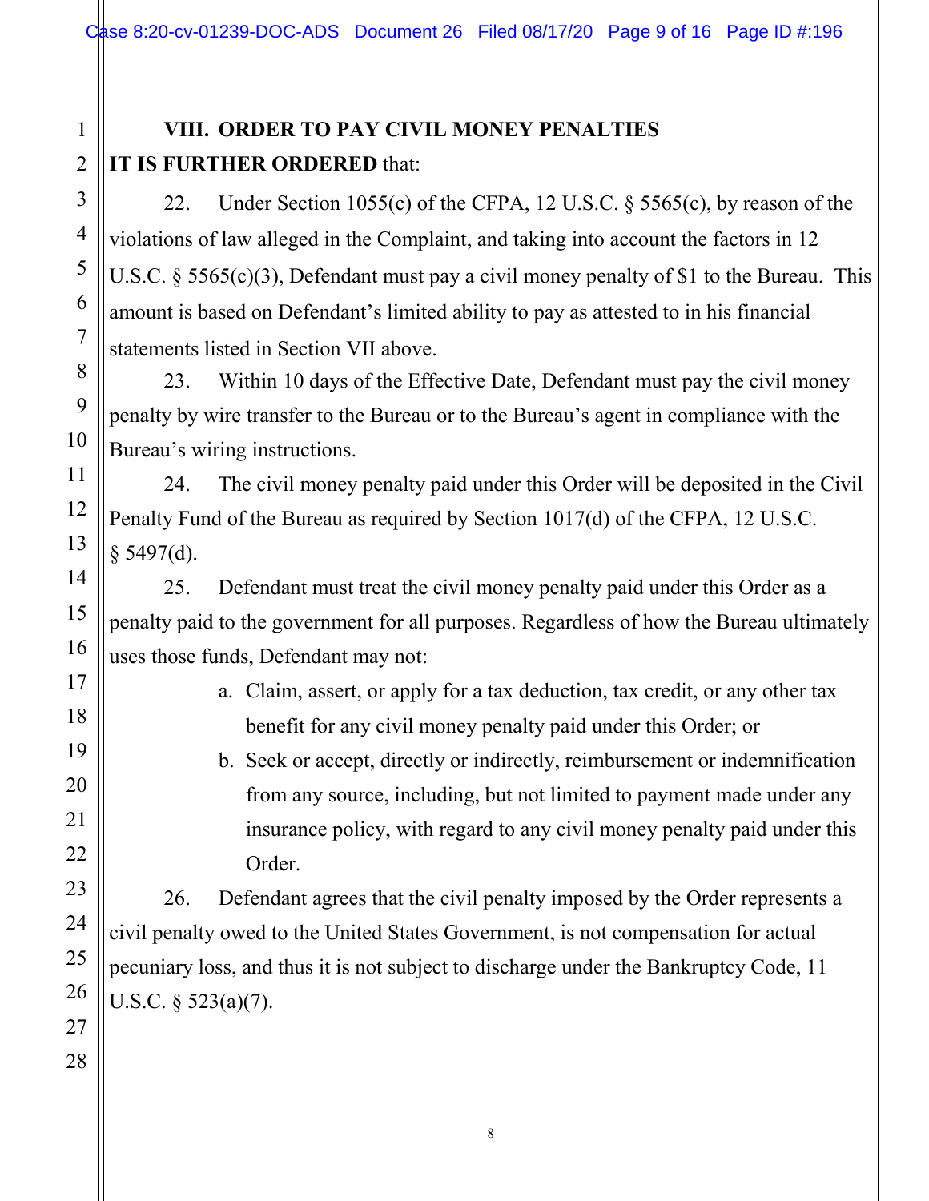## VIII. ORDER TO PAY CIVIL MONEY PENALTIES

**IT IS FURTHER ORDERED** that:

22. Under Section 1055(c) of the CFPA, 12 U.S.C. § 5565(c), by reason of the violations of law alleged in the Complaint, and taking into account the factors in 12 U.S.C. § 5565(c)(3), Defendant must pay a civil money penalty of $1 to the Bureau. This amount is based on Defendant's limited ability to pay as attested to in his financial statements listed in Section VII above.

23. Within 10 days of the Effective Date, Defendant must pay the civil money penalty by wire transfer to the Bureau or to the Bureau's agent in compliance with the Bureau's wiring instructions.

24. The civil money penalty paid under this Order will be deposited in the Civil Penalty Fund of the Bureau as required by Section 1017(d) of the CFPA, 12 U.S.C. § 5497(d).

25. Defendant must treat the civil money penalty paid under this Order as a penalty paid to the government for all purposes. Regardless of how the Bureau ultimately uses those funds, Defendant may not:

a. Claim, assert, or apply for a tax deduction, tax credit, or any other tax benefit for any civil money penalty paid under this Order; or

b. Seek or accept, directly or indirectly, reimbursement or indemnification from any source, including, but not limited to payment made under any insurance policy, with regard to any civil money penalty paid under this Order.

26. Defendant agrees that the civil penalty imposed by the Order represents a civil penalty owed to the United States Government, is not compensation for actual pecuniary loss, and thus it is not subject to discharge under the Bankruptcy Code, 11 U.S.C. § 523(a)(7).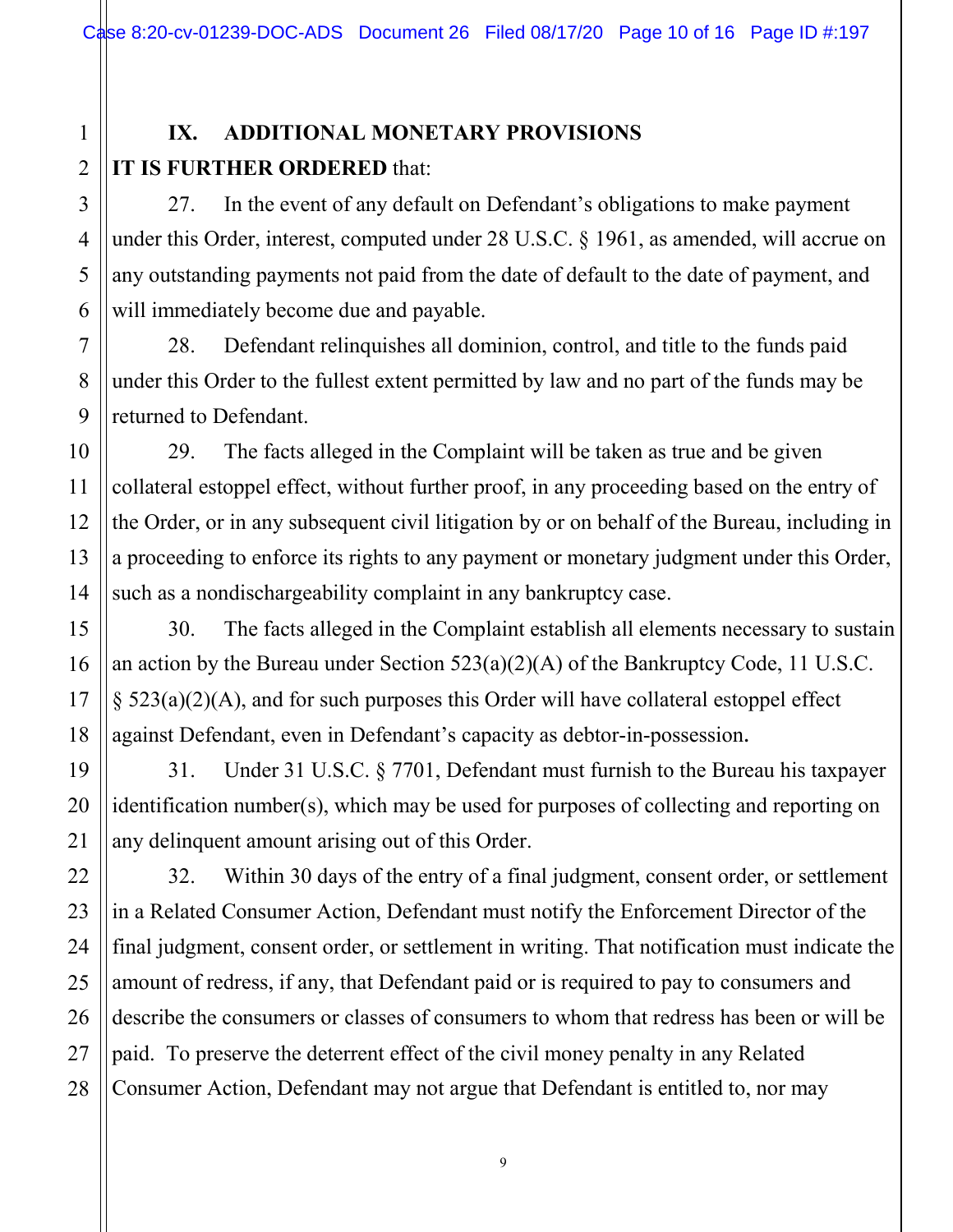## IX. ADDITIONAL MONETARY PROVISIONS

**IT IS FURTHER ORDERED** that:

27. In the event of any default on Defendant's obligations to make payment under this Order, interest, computed under 28 U.S.C. § 1961, as amended, will accrue on any outstanding payments not paid from the date of default to the date of payment, and will immediately become due and payable.

28. Defendant relinquishes all dominion, control, and title to the funds paid under this Order to the fullest extent permitted by law and no part of the funds may be returned to Defendant.

29. The facts alleged in the Complaint will be taken as true and be given collateral estoppel effect, without further proof, in any proceeding based on the entry of the Order, or in any subsequent civil litigation by or on behalf of the Bureau, including in a proceeding to enforce its rights to any payment or monetary judgment under this Order, such as a nondischargeability complaint in any bankruptcy case.

30. The facts alleged in the Complaint establish all elements necessary to sustain an action by the Bureau under Section 523(a)(2)(A) of the Bankruptcy Code, 11 U.S.C. § 523(a)(2)(A), and for such purposes this Order will have collateral estoppel effect against Defendant, even in Defendant's capacity as debtor-in-possession.

31. Under 31 U.S.C. § 7701, Defendant must furnish to the Bureau his taxpayer identification number(s), which may be used for purposes of collecting and reporting on any delinquent amount arising out of this Order.

32. Within 30 days of the entry of a final judgment, consent order, or settlement in a Related Consumer Action, Defendant must notify the Enforcement Director of the final judgment, consent order, or settlement in writing. That notification must indicate the amount of redress, if any, that Defendant paid or is required to pay to consumers and describe the consumers or classes of consumers to whom that redress has been or will be paid. To preserve the deterrent effect of the civil money penalty in any Related Consumer Action, Defendant may not argue that Defendant is entitled to, nor may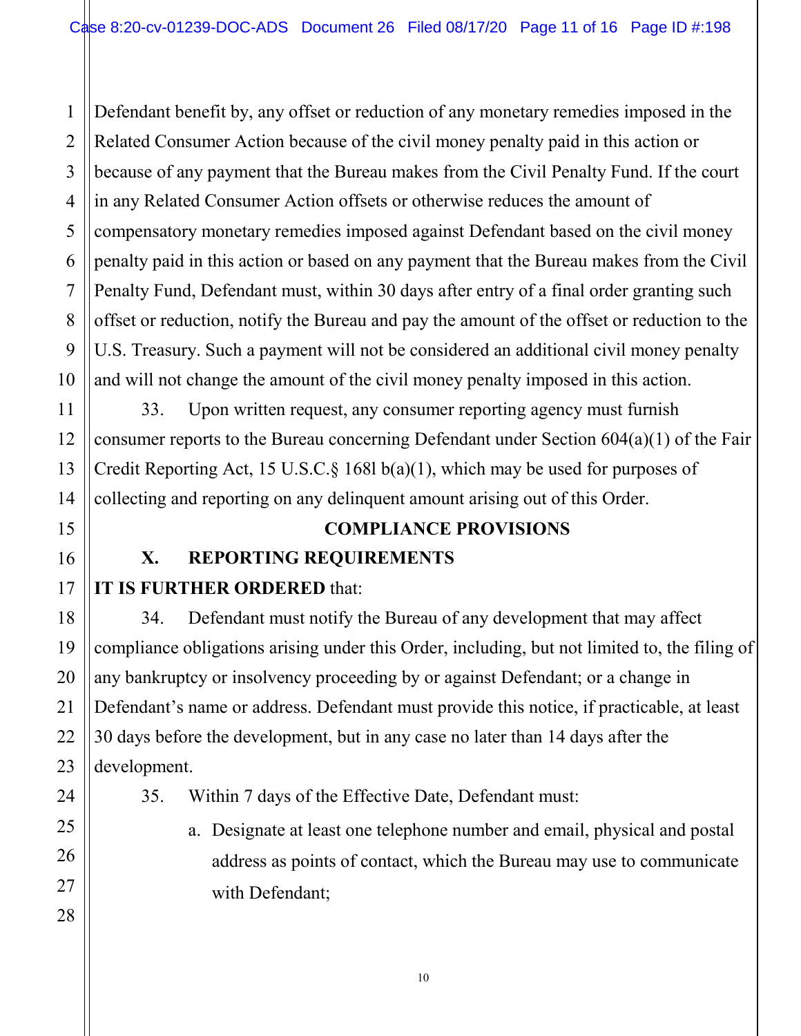Defendant benefit by, any offset or reduction of any monetary remedies imposed in the Related Consumer Action because of the civil money penalty paid in this action or because of any payment that the Bureau makes from the Civil Penalty Fund. If the court in any Related Consumer Action offsets or otherwise reduces the amount of compensatory monetary remedies imposed against Defendant based on the civil money penalty paid in this action or based on any payment that the Bureau makes from the Civil Penalty Fund, Defendant must, within 30 days after entry of a final order granting such offset or reduction, notify the Bureau and pay the amount of the offset or reduction to the U.S. Treasury. Such a payment will not be considered an additional civil money penalty and will not change the amount of the civil money penalty imposed in this action.

33. Upon written request, any consumer reporting agency must furnish consumer reports to the Bureau concerning Defendant under Section 604(a)(1) of the Fair Credit Reporting Act, 15 U.S.C.§ 168l b(a)(1), which may be used for purposes of collecting and reporting on any delinquent amount arising out of this Order.

## COMPLIANCE PROVISIONS

### X. REPORTING REQUIREMENTS

**IT IS FURTHER ORDERED** that:

34. Defendant must notify the Bureau of any development that may affect compliance obligations arising under this Order, including, but not limited to, the filing of any bankruptcy or insolvency proceeding by or against Defendant; or a change in Defendant's name or address. Defendant must provide this notice, if practicable, at least 30 days before the development, but in any case no later than 14 days after the development.

35. Within 7 days of the Effective Date, Defendant must:

a. Designate at least one telephone number and email, physical and postal address as points of contact, which the Bureau may use to communicate with Defendant;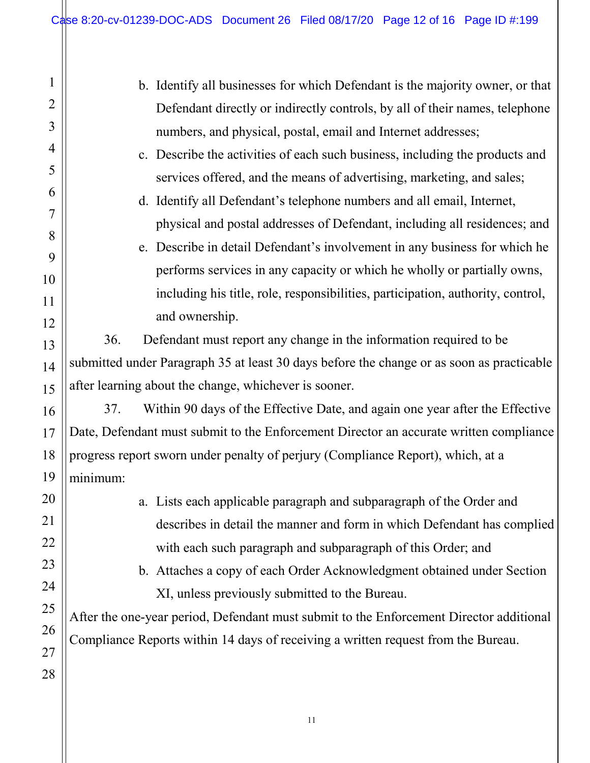b. Identify all businesses for which Defendant is the majority owner, or that Defendant directly or indirectly controls, by all of their names, telephone numbers, and physical, postal, email and Internet addresses;

c. Describe the activities of each such business, including the products and services offered, and the means of advertising, marketing, and sales;

d. Identify all Defendant's telephone numbers and all email, Internet, physical and postal addresses of Defendant, including all residences; and

e. Describe in detail Defendant's involvement in any business for which he performs services in any capacity or which he wholly or partially owns, including his title, role, responsibilities, participation, authority, control, and ownership.

36. Defendant must report any change in the information required to be submitted under Paragraph 35 at least 30 days before the change or as soon as practicable after learning about the change, whichever is sooner.

37. Within 90 days of the Effective Date, and again one year after the Effective Date, Defendant must submit to the Enforcement Director an accurate written compliance progress report sworn under penalty of perjury (Compliance Report), which, at a minimum:

a. Lists each applicable paragraph and subparagraph of the Order and describes in detail the manner and form in which Defendant has complied with each such paragraph and subparagraph of this Order; and

b. Attaches a copy of each Order Acknowledgment obtained under Section XI, unless previously submitted to the Bureau.

After the one-year period, Defendant must submit to the Enforcement Director additional Compliance Reports within 14 days of receiving a written request from the Bureau.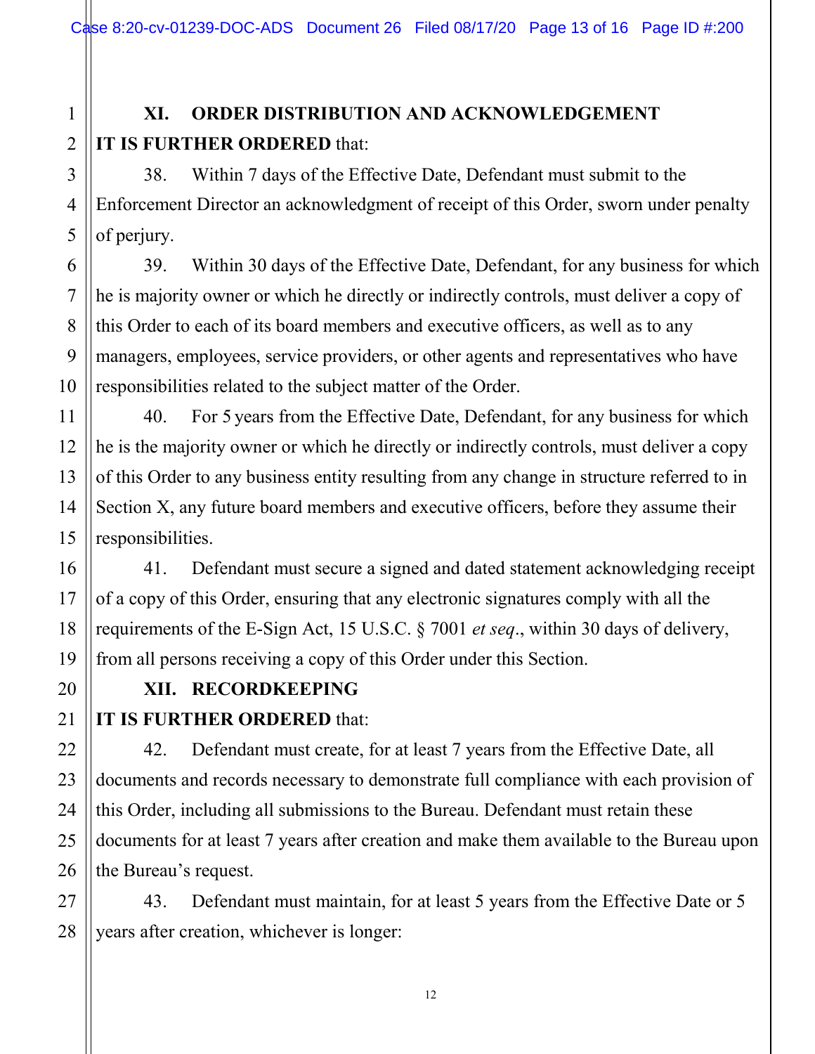## XI. ORDER DISTRIBUTION AND ACKNOWLEDGEMENT

**IT IS FURTHER ORDERED** that:

38. Within 7 days of the Effective Date, Defendant must submit to the Enforcement Director an acknowledgment of receipt of this Order, sworn under penalty of perjury.

39. Within 30 days of the Effective Date, Defendant, for any business for which he is majority owner or which he directly or indirectly controls, must deliver a copy of this Order to each of its board members and executive officers, as well as to any managers, employees, service providers, or other agents and representatives who have responsibilities related to the subject matter of the Order.

40. For 5 years from the Effective Date, Defendant, for any business for which he is the majority owner or which he directly or indirectly controls, must deliver a copy of this Order to any business entity resulting from any change in structure referred to in Section X, any future board members and executive officers, before they assume their responsibilities.

41. Defendant must secure a signed and dated statement acknowledging receipt of a copy of this Order, ensuring that any electronic signatures comply with all the requirements of the E-Sign Act, 15 U.S.C. § 7001 *et seq*., within 30 days of delivery, from all persons receiving a copy of this Order under this Section.

## XII. RECORDKEEPING

**IT IS FURTHER ORDERED** that:

42. Defendant must create, for at least 7 years from the Effective Date, all documents and records necessary to demonstrate full compliance with each provision of this Order, including all submissions to the Bureau. Defendant must retain these documents for at least 7 years after creation and make them available to the Bureau upon the Bureau's request.

43. Defendant must maintain, for at least 5 years from the Effective Date or 5 years after creation, whichever is longer: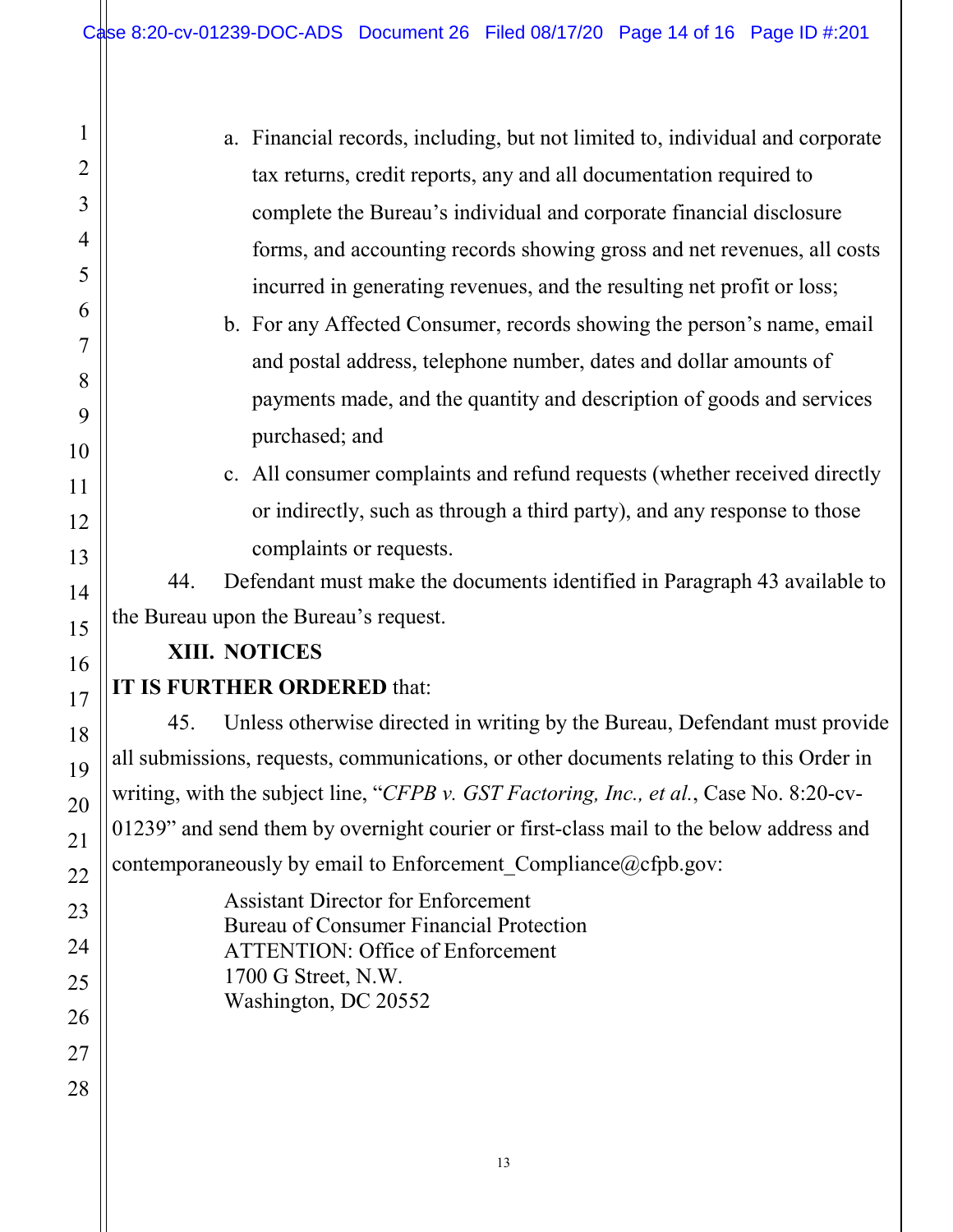a. Financial records, including, but not limited to, individual and corporate tax returns, credit reports, any and all documentation required to complete the Bureau's individual and corporate financial disclosure forms, and accounting records showing gross and net revenues, all costs incurred in generating revenues, and the resulting net profit or loss;

b. For any Affected Consumer, records showing the person's name, email and postal address, telephone number, dates and dollar amounts of payments made, and the quantity and description of goods and services purchased; and

c. All consumer complaints and refund requests (whether received directly or indirectly, such as through a third party), and any response to those complaints or requests.

44. Defendant must make the documents identified in Paragraph 43 available to the Bureau upon the Bureau's request.

**XIII. NOTICES**

**IT IS FURTHER ORDERED** that:

45. Unless otherwise directed in writing by the Bureau, Defendant must provide all submissions, requests, communications, or other documents relating to this Order in writing, with the subject line, "*CFPB v. GST Factoring, Inc., et al.*, Case No. 8:20-cv-01239" and send them by overnight courier or first-class mail to the below address and contemporaneously by email to Enforcement_Compliance@cfpb.gov:

Assistant Director for Enforcement
Bureau of Consumer Financial Protection
ATTENTION: Office of Enforcement
1700 G Street, N.W.
Washington, DC 20552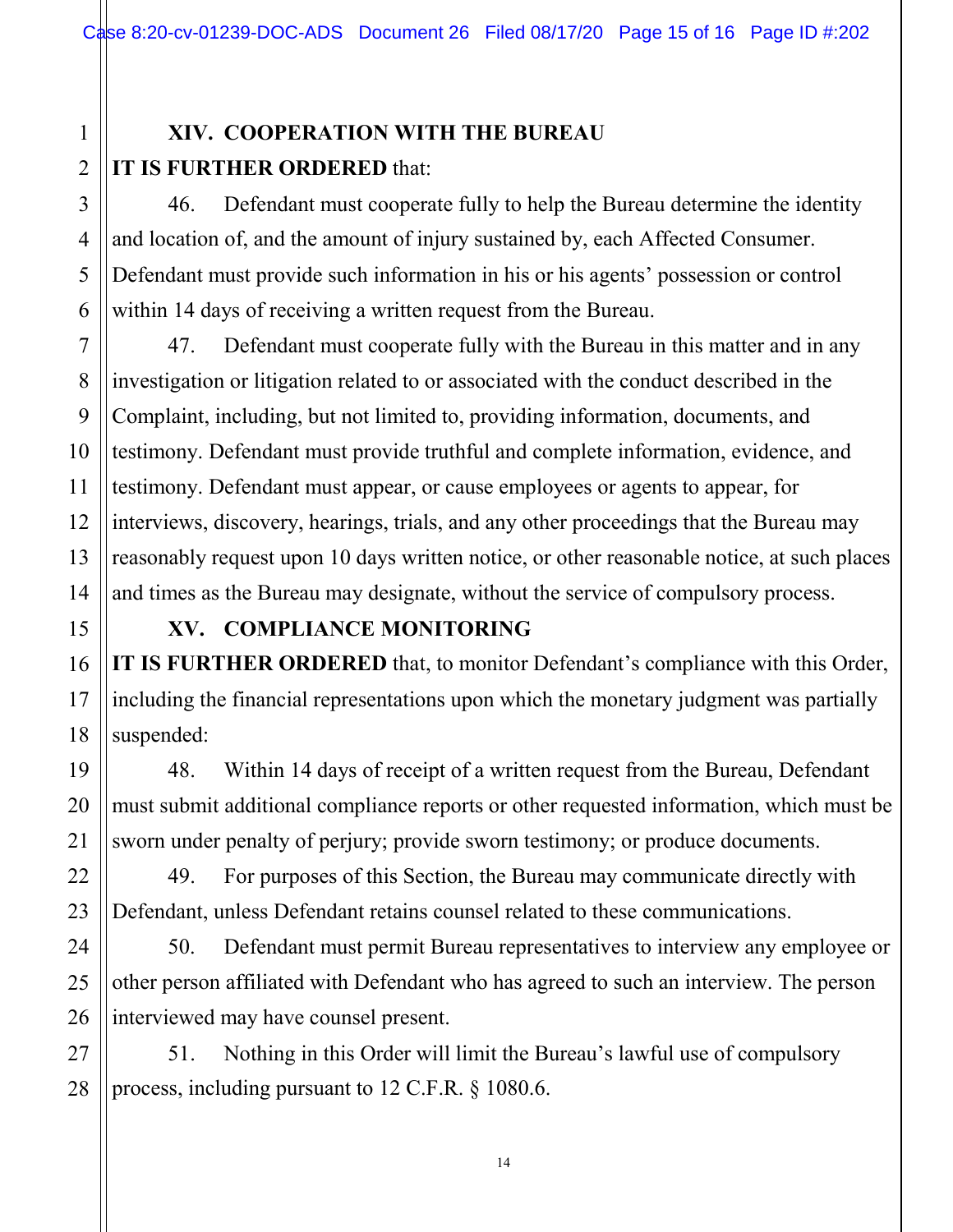## XIV. COOPERATION WITH THE BUREAU

**IT IS FURTHER ORDERED** that:

46. Defendant must cooperate fully to help the Bureau determine the identity and location of, and the amount of injury sustained by, each Affected Consumer. Defendant must provide such information in his or his agents' possession or control within 14 days of receiving a written request from the Bureau.

47. Defendant must cooperate fully with the Bureau in this matter and in any investigation or litigation related to or associated with the conduct described in the Complaint, including, but not limited to, providing information, documents, and testimony. Defendant must provide truthful and complete information, evidence, and testimony. Defendant must appear, or cause employees or agents to appear, for interviews, discovery, hearings, trials, and any other proceedings that the Bureau may reasonably request upon 10 days written notice, or other reasonable notice, at such places and times as the Bureau may designate, without the service of compulsory process.

## XV. COMPLIANCE MONITORING

**IT IS FURTHER ORDERED** that, to monitor Defendant's compliance with this Order, including the financial representations upon which the monetary judgment was partially suspended:

48. Within 14 days of receipt of a written request from the Bureau, Defendant must submit additional compliance reports or other requested information, which must be sworn under penalty of perjury; provide sworn testimony; or produce documents.

49. For purposes of this Section, the Bureau may communicate directly with Defendant, unless Defendant retains counsel related to these communications.

50. Defendant must permit Bureau representatives to interview any employee or other person affiliated with Defendant who has agreed to such an interview. The person interviewed may have counsel present.

51. Nothing in this Order will limit the Bureau's lawful use of compulsory process, including pursuant to 12 C.F.R. § 1080.6.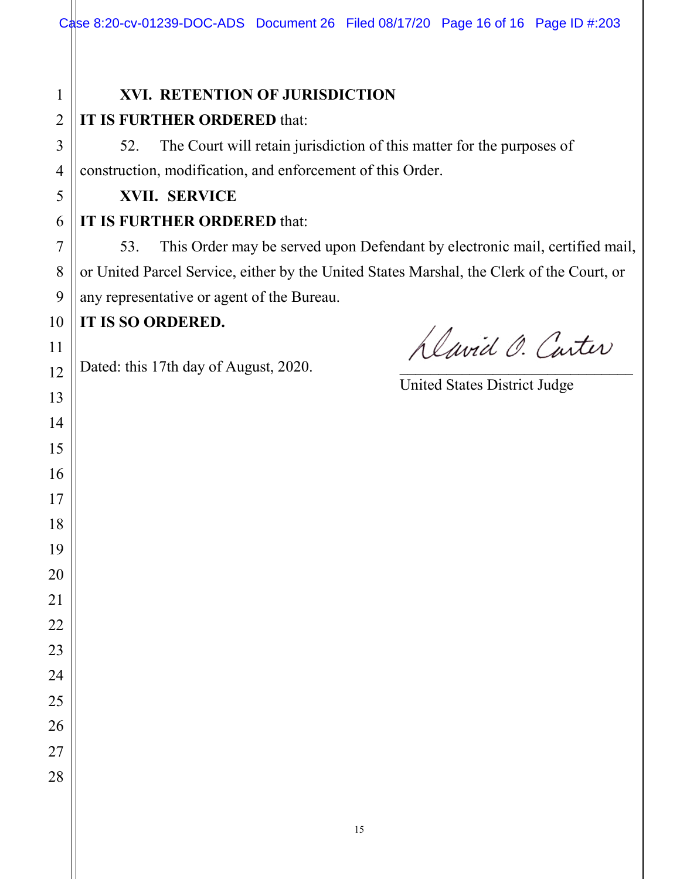### XVI. RETENTION OF JURISDICTION

**IT IS FURTHER ORDERED** that:

52. The Court will retain jurisdiction of this matter for the purposes of construction, modification, and enforcement of this Order.

### XVII. SERVICE

**IT IS FURTHER ORDERED** that:

53. This Order may be served upon Defendant by electronic mail, certified mail, or United Parcel Service, either by the United States Marshal, the Clerk of the Court, or any representative or agent of the Bureau.

**IT IS SO ORDERED.**

Dated: this 17th day of August, 2020.

David O. Carter
_______________________________
United States District Judge